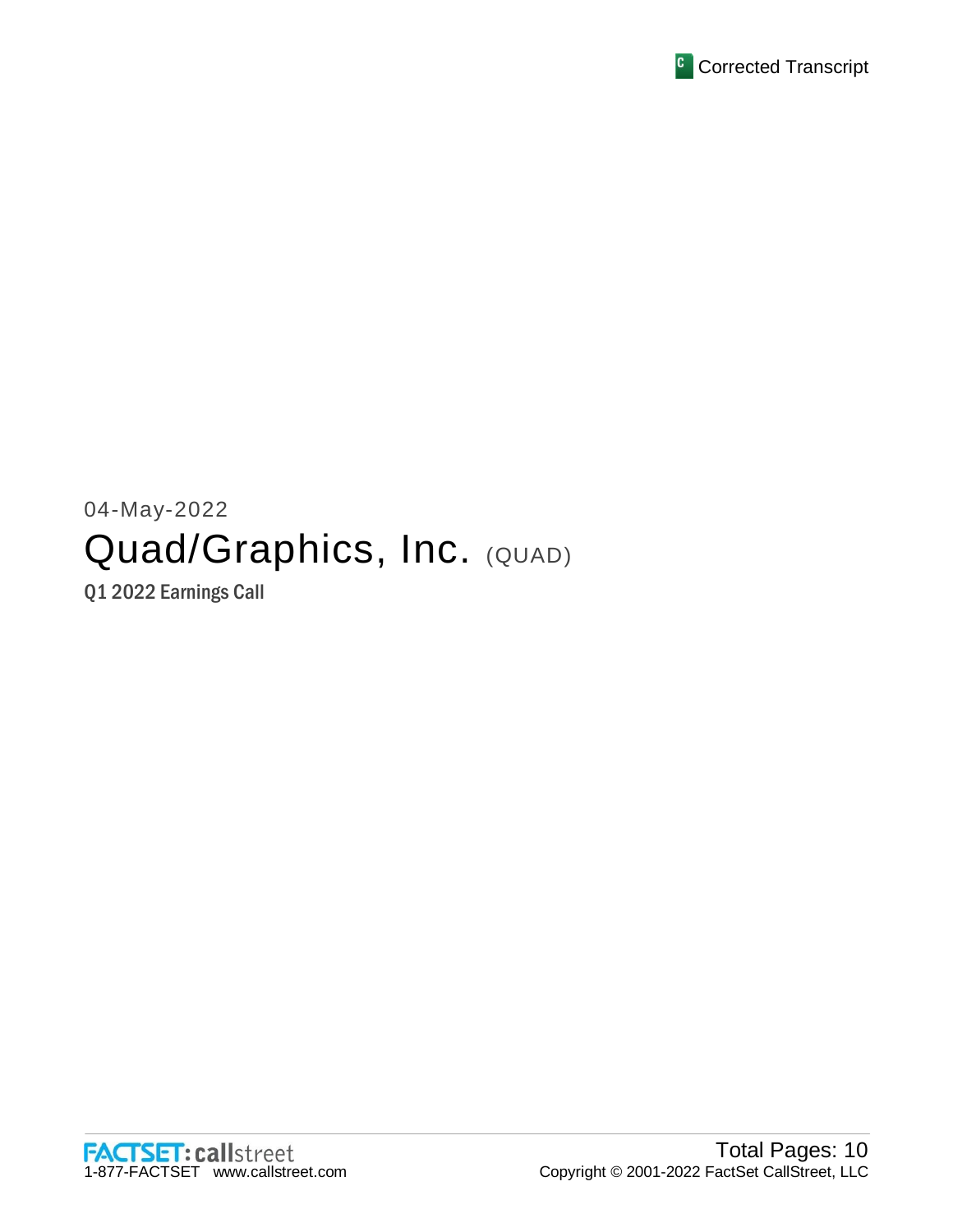Corrected Transcript

04-May-2022

# Quad/Graphics, Inc. (QUAD)

Q1 2022 Earnings Call

Total Pages: 10

Copyright © 2001-2022 FactSet CallStreet, LLC

FACTSET: callstreet
1-877-FACTSET www.callstreet.com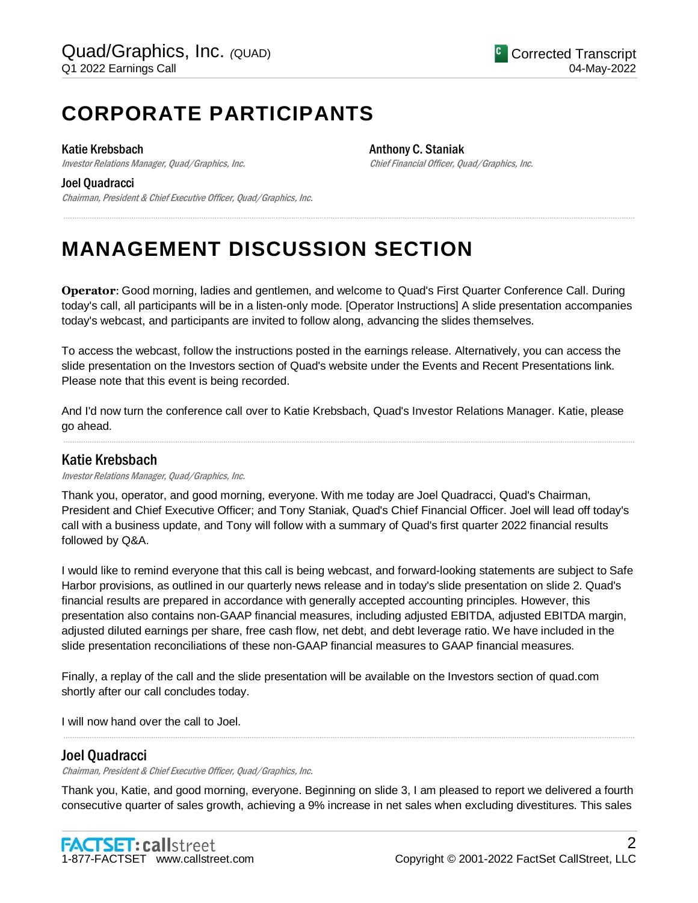# CORPORATE PARTICIPANTS

**Katie Krebsbach**
*Investor Relations Manager, Quad/Graphics, Inc.*

**Joel Quadracci**
*Chairman, President & Chief Executive Officer, Quad/Graphics, Inc.*

**Anthony C. Staniak**
*Chief Financial Officer, Quad/Graphics, Inc.*

# MANAGEMENT DISCUSSION SECTION

**Operator**: Good morning, ladies and gentlemen, and welcome to Quad's First Quarter Conference Call. During today's call, all participants will be in a listen-only mode. [Operator Instructions] A slide presentation accompanies today's webcast, and participants are invited to follow along, advancing the slides themselves.

To access the webcast, follow the instructions posted in the earnings release. Alternatively, you can access the slide presentation on the Investors section of Quad's website under the Events and Recent Presentations link. Please note that this event is being recorded.

And I'd now turn the conference call over to Katie Krebsbach, Quad's Investor Relations Manager. Katie, please go ahead.

## Katie Krebsbach

*Investor Relations Manager, Quad/Graphics, Inc.*

Thank you, operator, and good morning, everyone. With me today are Joel Quadracci, Quad's Chairman, President and Chief Executive Officer; and Tony Staniak, Quad's Chief Financial Officer. Joel will lead off today's call with a business update, and Tony will follow with a summary of Quad's first quarter 2022 financial results followed by Q&A.

I would like to remind everyone that this call is being webcast, and forward-looking statements are subject to Safe Harbor provisions, as outlined in our quarterly news release and in today's slide presentation on slide 2. Quad's financial results are prepared in accordance with generally accepted accounting principles. However, this presentation also contains non-GAAP financial measures, including adjusted EBITDA, adjusted EBITDA margin, adjusted diluted earnings per share, free cash flow, net debt, and debt leverage ratio. We have included in the slide presentation reconciliations of these non-GAAP financial measures to GAAP financial measures.

Finally, a replay of the call and the slide presentation will be available on the Investors section of quad.com shortly after our call concludes today.

I will now hand over the call to Joel.

## Joel Quadracci

*Chairman, President & Chief Executive Officer, Quad/Graphics, Inc.*

Thank you, Katie, and good morning, everyone. Beginning on slide 3, I am pleased to report we delivered a fourth consecutive quarter of sales growth, achieving a 9% increase in net sales when excluding divestitures. This sales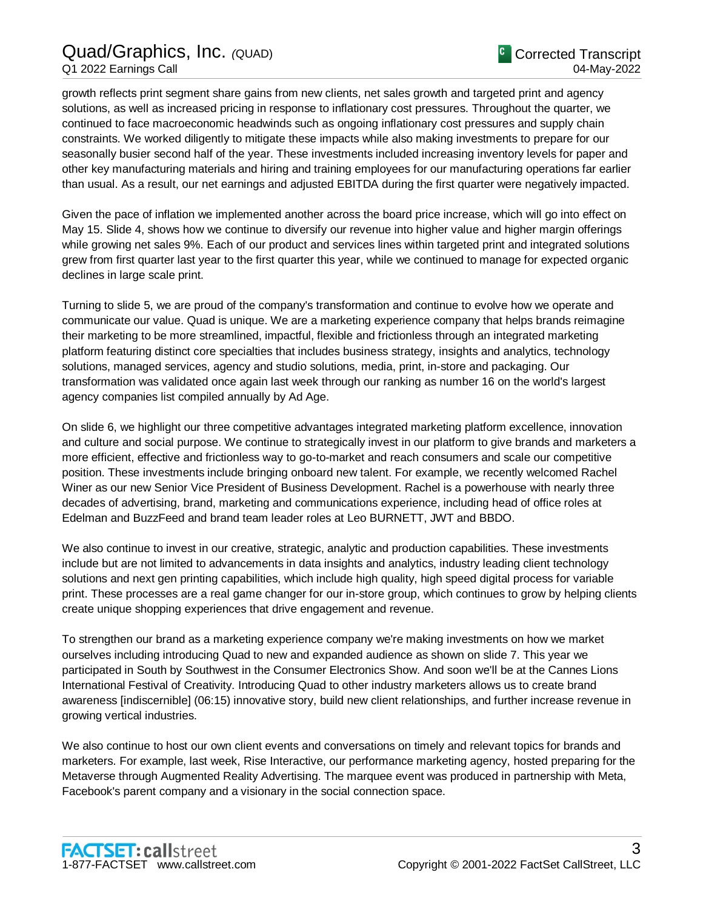growth reflects print segment share gains from new clients, net sales growth and targeted print and agency solutions, as well as increased pricing in response to inflationary cost pressures. Throughout the quarter, we continued to face macroeconomic headwinds such as ongoing inflationary cost pressures and supply chain constraints. We worked diligently to mitigate these impacts while also making investments to prepare for our seasonally busier second half of the year. These investments included increasing inventory levels for paper and other key manufacturing materials and hiring and training employees for our manufacturing operations far earlier than usual. As a result, our net earnings and adjusted EBITDA during the first quarter were negatively impacted.

Given the pace of inflation we implemented another across the board price increase, which will go into effect on May 15. Slide 4, shows how we continue to diversify our revenue into higher value and higher margin offerings while growing net sales 9%. Each of our product and services lines within targeted print and integrated solutions grew from first quarter last year to the first quarter this year, while we continued to manage for expected organic declines in large scale print.

Turning to slide 5, we are proud of the company's transformation and continue to evolve how we operate and communicate our value. Quad is unique. We are a marketing experience company that helps brands reimagine their marketing to be more streamlined, impactful, flexible and frictionless through an integrated marketing platform featuring distinct core specialties that includes business strategy, insights and analytics, technology solutions, managed services, agency and studio solutions, media, print, in-store and packaging. Our transformation was validated once again last week through our ranking as number 16 on the world's largest agency companies list compiled annually by Ad Age.

On slide 6, we highlight our three competitive advantages integrated marketing platform excellence, innovation and culture and social purpose. We continue to strategically invest in our platform to give brands and marketers a more efficient, effective and frictionless way to go-to-market and reach consumers and scale our competitive position. These investments include bringing onboard new talent. For example, we recently welcomed Rachel Winer as our new Senior Vice President of Business Development. Rachel is a powerhouse with nearly three decades of advertising, brand, marketing and communications experience, including head of office roles at Edelman and BuzzFeed and brand team leader roles at Leo BURNETT, JWT and BBDO.

We also continue to invest in our creative, strategic, analytic and production capabilities. These investments include but are not limited to advancements in data insights and analytics, industry leading client technology solutions and next gen printing capabilities, which include high quality, high speed digital process for variable print. These processes are a real game changer for our in-store group, which continues to grow by helping clients create unique shopping experiences that drive engagement and revenue.

To strengthen our brand as a marketing experience company we're making investments on how we market ourselves including introducing Quad to new and expanded audience as shown on slide 7. This year we participated in South by Southwest in the Consumer Electronics Show. And soon we'll be at the Cannes Lions International Festival of Creativity. Introducing Quad to other industry marketers allows us to create brand awareness [indiscernible] (06:15) innovative story, build new client relationships, and further increase revenue in growing vertical industries.

We also continue to host our own client events and conversations on timely and relevant topics for brands and marketers. For example, last week, Rise Interactive, our performance marketing agency, hosted preparing for the Metaverse through Augmented Reality Advertising. The marquee event was produced in partnership with Meta, Facebook's parent company and a visionary in the social connection space.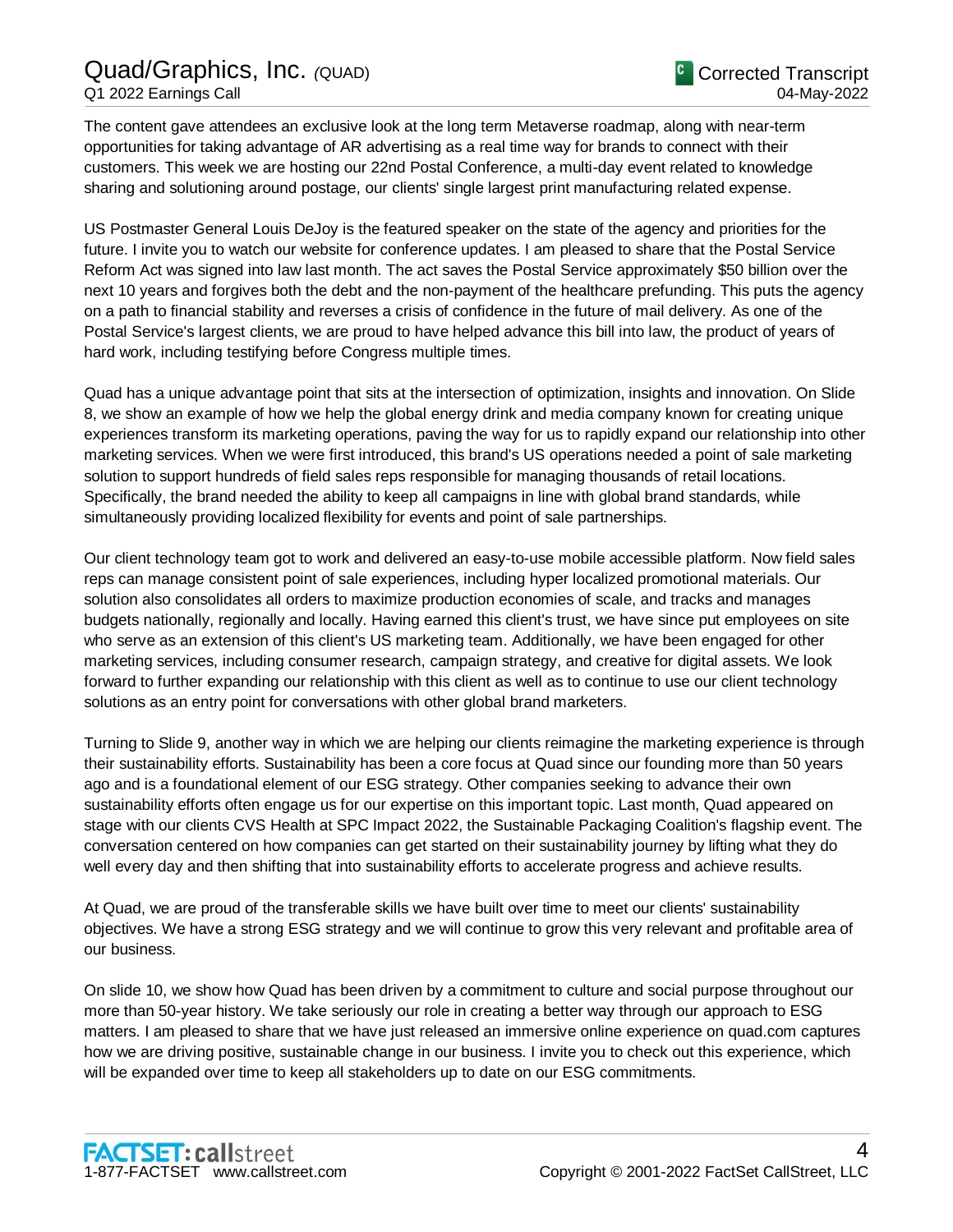The content gave attendees an exclusive look at the long term Metaverse roadmap, along with near-term opportunities for taking advantage of AR advertising as a real time way for brands to connect with their customers. This week we are hosting our 22nd Postal Conference, a multi-day event related to knowledge sharing and solutioning around postage, our clients' single largest print manufacturing related expense.

US Postmaster General Louis DeJoy is the featured speaker on the state of the agency and priorities for the future. I invite you to watch our website for conference updates. I am pleased to share that the Postal Service Reform Act was signed into law last month. The act saves the Postal Service approximately $50 billion over the next 10 years and forgives both the debt and the non-payment of the healthcare prefunding. This puts the agency on a path to financial stability and reverses a crisis of confidence in the future of mail delivery. As one of the Postal Service's largest clients, we are proud to have helped advance this bill into law, the product of years of hard work, including testifying before Congress multiple times.

Quad has a unique advantage point that sits at the intersection of optimization, insights and innovation. On Slide 8, we show an example of how we help the global energy drink and media company known for creating unique experiences transform its marketing operations, paving the way for us to rapidly expand our relationship into other marketing services. When we were first introduced, this brand's US operations needed a point of sale marketing solution to support hundreds of field sales reps responsible for managing thousands of retail locations. Specifically, the brand needed the ability to keep all campaigns in line with global brand standards, while simultaneously providing localized flexibility for events and point of sale partnerships.

Our client technology team got to work and delivered an easy-to-use mobile accessible platform. Now field sales reps can manage consistent point of sale experiences, including hyper localized promotional materials. Our solution also consolidates all orders to maximize production economies of scale, and tracks and manages budgets nationally, regionally and locally. Having earned this client's trust, we have since put employees on site who serve as an extension of this client's US marketing team. Additionally, we have been engaged for other marketing services, including consumer research, campaign strategy, and creative for digital assets. We look forward to further expanding our relationship with this client as well as to continue to use our client technology solutions as an entry point for conversations with other global brand marketers.

Turning to Slide 9, another way in which we are helping our clients reimagine the marketing experience is through their sustainability efforts. Sustainability has been a core focus at Quad since our founding more than 50 years ago and is a foundational element of our ESG strategy. Other companies seeking to advance their own sustainability efforts often engage us for our expertise on this important topic. Last month, Quad appeared on stage with our clients CVS Health at SPC Impact 2022, the Sustainable Packaging Coalition's flagship event. The conversation centered on how companies can get started on their sustainability journey by lifting what they do well every day and then shifting that into sustainability efforts to accelerate progress and achieve results.

At Quad, we are proud of the transferable skills we have built over time to meet our clients' sustainability objectives. We have a strong ESG strategy and we will continue to grow this very relevant and profitable area of our business.

On slide 10, we show how Quad has been driven by a commitment to culture and social purpose throughout our more than 50-year history. We take seriously our role in creating a better way through our approach to ESG matters. I am pleased to share that we have just released an immersive online experience on quad.com captures how we are driving positive, sustainable change in our business. I invite you to check out this experience, which will be expanded over time to keep all stakeholders up to date on our ESG commitments.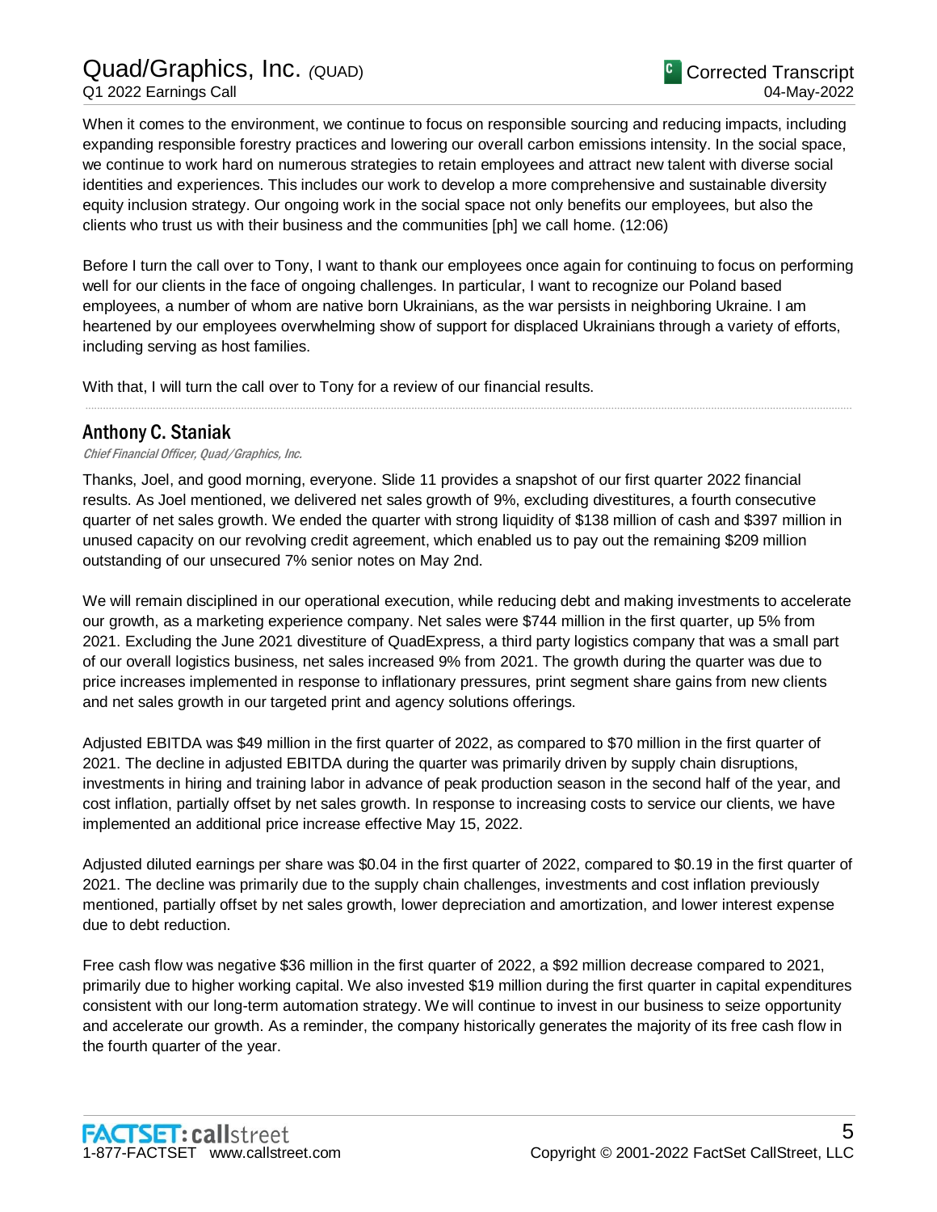When it comes to the environment, we continue to focus on responsible sourcing and reducing impacts, including expanding responsible forestry practices and lowering our overall carbon emissions intensity. In the social space, we continue to work hard on numerous strategies to retain employees and attract new talent with diverse social identities and experiences. This includes our work to develop a more comprehensive and sustainable diversity equity inclusion strategy. Our ongoing work in the social space not only benefits our employees, but also the clients who trust us with their business and the communities [ph] we call home. (12:06)

Before I turn the call over to Tony, I want to thank our employees once again for continuing to focus on performing well for our clients in the face of ongoing challenges. In particular, I want to recognize our Poland based employees, a number of whom are native born Ukrainians, as the war persists in neighboring Ukraine. I am heartened by our employees overwhelming show of support for displaced Ukrainians through a variety of efforts, including serving as host families.

With that, I will turn the call over to Tony for a review of our financial results.

---

## Anthony C. Staniak

*Chief Financial Officer, Quad/Graphics, Inc.*

Thanks, Joel, and good morning, everyone. Slide 11 provides a snapshot of our first quarter 2022 financial results. As Joel mentioned, we delivered net sales growth of 9%, excluding divestitures, a fourth consecutive quarter of net sales growth. We ended the quarter with strong liquidity of $138 million of cash and $397 million in unused capacity on our revolving credit agreement, which enabled us to pay out the remaining $209 million outstanding of our unsecured 7% senior notes on May 2nd.

We will remain disciplined in our operational execution, while reducing debt and making investments to accelerate our growth, as a marketing experience company. Net sales were $744 million in the first quarter, up 5% from 2021. Excluding the June 2021 divestiture of QuadExpress, a third party logistics company that was a small part of our overall logistics business, net sales increased 9% from 2021. The growth during the quarter was due to price increases implemented in response to inflationary pressures, print segment share gains from new clients and net sales growth in our targeted print and agency solutions offerings.

Adjusted EBITDA was $49 million in the first quarter of 2022, as compared to $70 million in the first quarter of 2021. The decline in adjusted EBITDA during the quarter was primarily driven by supply chain disruptions, investments in hiring and training labor in advance of peak production season in the second half of the year, and cost inflation, partially offset by net sales growth. In response to increasing costs to service our clients, we have implemented an additional price increase effective May 15, 2022.

Adjusted diluted earnings per share was $0.04 in the first quarter of 2022, compared to $0.19 in the first quarter of 2021. The decline was primarily due to the supply chain challenges, investments and cost inflation previously mentioned, partially offset by net sales growth, lower depreciation and amortization, and lower interest expense due to debt reduction.

Free cash flow was negative $36 million in the first quarter of 2022, a $92 million decrease compared to 2021, primarily due to higher working capital. We also invested $19 million during the first quarter in capital expenditures consistent with our long-term automation strategy. We will continue to invest in our business to seize opportunity and accelerate our growth. As a reminder, the company historically generates the majority of its free cash flow in the fourth quarter of the year.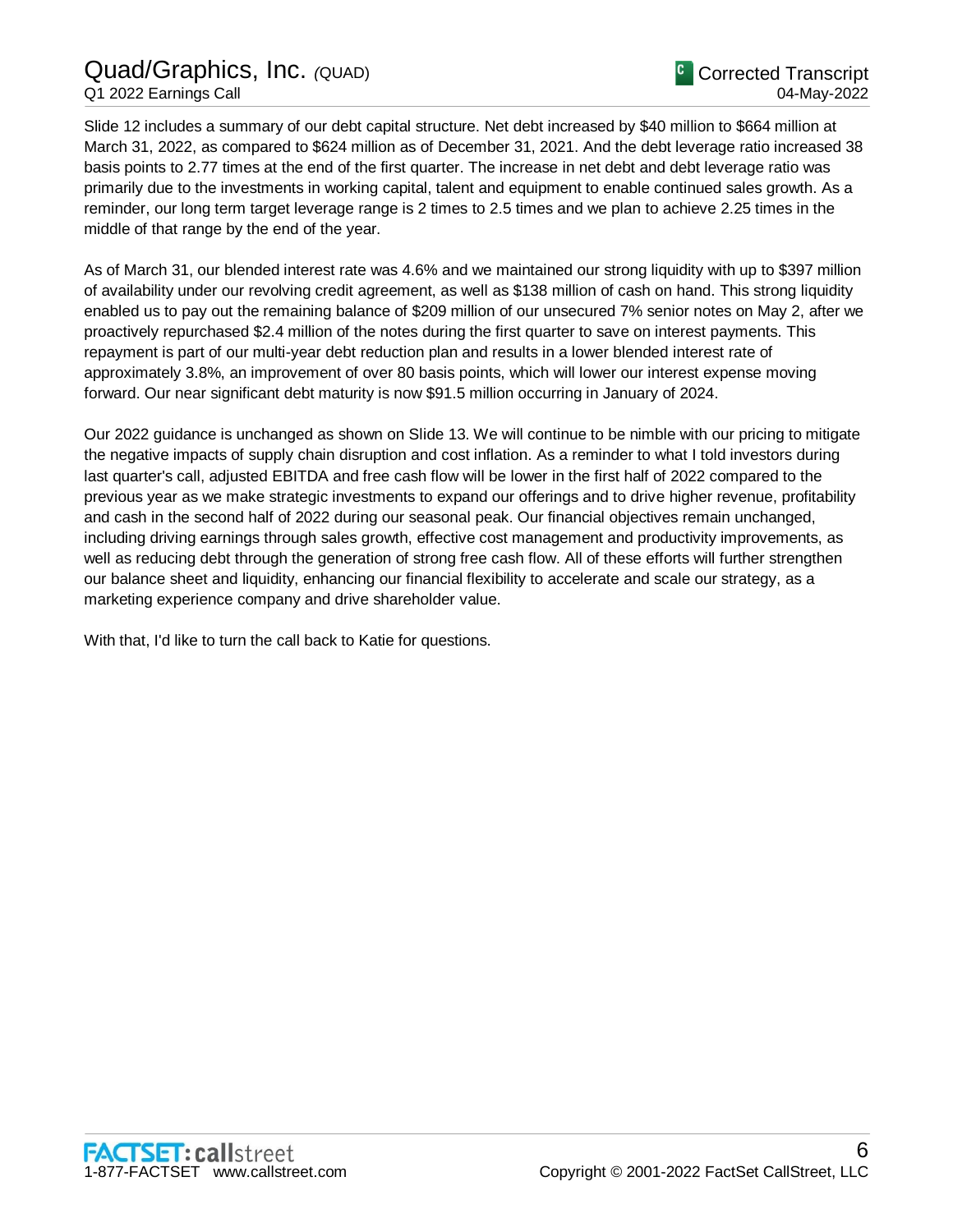Slide 12 includes a summary of our debt capital structure. Net debt increased by $40 million to $664 million at March 31, 2022, as compared to $624 million as of December 31, 2021. And the debt leverage ratio increased 38 basis points to 2.77 times at the end of the first quarter. The increase in net debt and debt leverage ratio was primarily due to the investments in working capital, talent and equipment to enable continued sales growth. As a reminder, our long term target leverage range is 2 times to 2.5 times and we plan to achieve 2.25 times in the middle of that range by the end of the year.

As of March 31, our blended interest rate was 4.6% and we maintained our strong liquidity with up to $397 million of availability under our revolving credit agreement, as well as $138 million of cash on hand. This strong liquidity enabled us to pay out the remaining balance of $209 million of our unsecured 7% senior notes on May 2, after we proactively repurchased $2.4 million of the notes during the first quarter to save on interest payments. This repayment is part of our multi-year debt reduction plan and results in a lower blended interest rate of approximately 3.8%, an improvement of over 80 basis points, which will lower our interest expense moving forward. Our near significant debt maturity is now $91.5 million occurring in January of 2024.

Our 2022 guidance is unchanged as shown on Slide 13. We will continue to be nimble with our pricing to mitigate the negative impacts of supply chain disruption and cost inflation. As a reminder to what I told investors during last quarter's call, adjusted EBITDA and free cash flow will be lower in the first half of 2022 compared to the previous year as we make strategic investments to expand our offerings and to drive higher revenue, profitability and cash in the second half of 2022 during our seasonal peak. Our financial objectives remain unchanged, including driving earnings through sales growth, effective cost management and productivity improvements, as well as reducing debt through the generation of strong free cash flow. All of these efforts will further strengthen our balance sheet and liquidity, enhancing our financial flexibility to accelerate and scale our strategy, as a marketing experience company and drive shareholder value.

With that, I'd like to turn the call back to Katie for questions.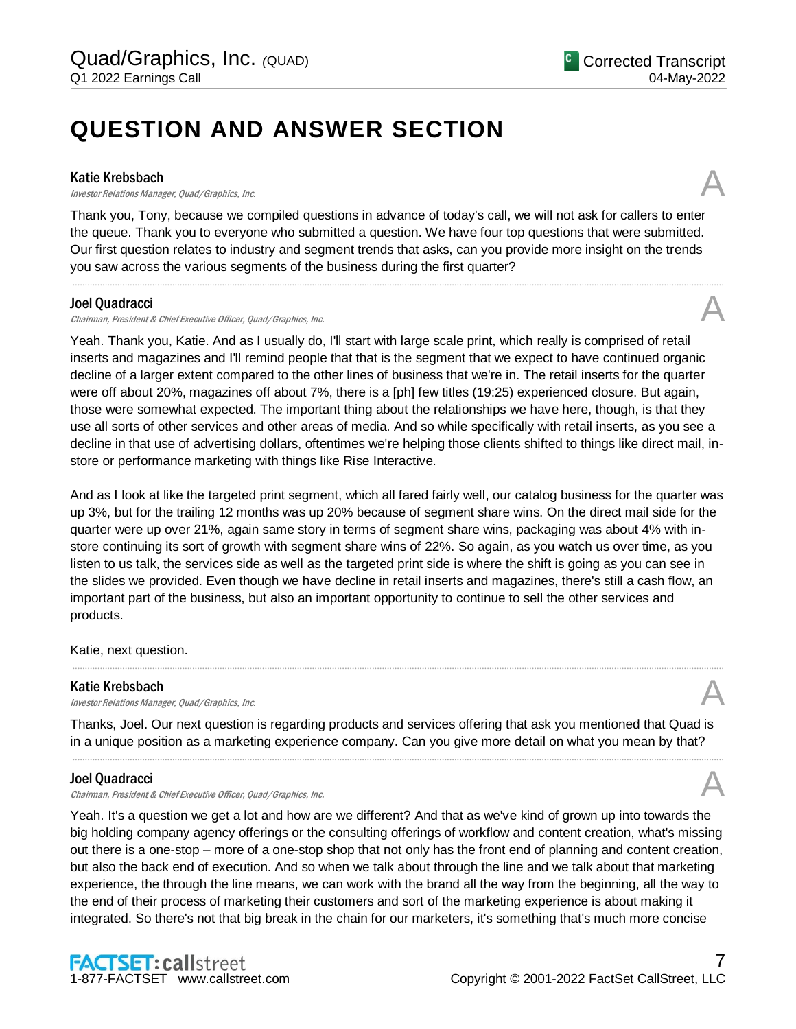# QUESTION AND ANSWER SECTION

**Katie Krebsbach**
*Investor Relations Manager, Quad/Graphics, Inc.*

A

Thank you, Tony, because we compiled questions in advance of today's call, we will not ask for callers to enter the queue. Thank you to everyone who submitted a question. We have four top questions that were submitted. Our first question relates to industry and segment trends that asks, can you provide more insight on the trends you saw across the various segments of the business during the first quarter?

---

**Joel Quadracci**
*Chairman, President & Chief Executive Officer, Quad/Graphics, Inc.*

A

Yeah. Thank you, Katie. And as I usually do, I'll start with large scale print, which really is comprised of retail inserts and magazines and I'll remind people that that is the segment that we expect to have continued organic decline of a larger extent compared to the other lines of business that we're in. The retail inserts for the quarter were off about 20%, magazines off about 7%, there is a [ph] few titles (19:25) experienced closure. But again, those were somewhat expected. The important thing about the relationships we have here, though, is that they use all sorts of other services and other areas of media. And so while specifically with retail inserts, as you see a decline in that use of advertising dollars, oftentimes we're helping those clients shifted to things like direct mail, in-store or performance marketing with things like Rise Interactive.

And as I look at like the targeted print segment, which all fared fairly well, our catalog business for the quarter was up 3%, but for the trailing 12 months was up 20% because of segment share wins. On the direct mail side for the quarter were up over 21%, again same story in terms of segment share wins, packaging was about 4% with in-store continuing its sort of growth with segment share wins of 22%. So again, as you watch us over time, as you listen to us talk, the services side as well as the targeted print side is where the shift is going as you can see in the slides we provided. Even though we have decline in retail inserts and magazines, there's still a cash flow, an important part of the business, but also an important opportunity to continue to sell the other services and products.

Katie, next question.

---

**Katie Krebsbach**
*Investor Relations Manager, Quad/Graphics, Inc.*

A

Thanks, Joel. Our next question is regarding products and services offering that ask you mentioned that Quad is in a unique position as a marketing experience company. Can you give more detail on what you mean by that?

---

**Joel Quadracci**
*Chairman, President & Chief Executive Officer, Quad/Graphics, Inc.*

A

Yeah. It's a question we get a lot and how are we different? And that as we've kind of grown up into towards the big holding company agency offerings or the consulting offerings of workflow and content creation, what's missing out there is a one-stop – more of a one-stop shop that not only has the front end of planning and content creation, but also the back end of execution. And so when we talk about through the line and we talk about that marketing experience, the through the line means, we can work with the brand all the way from the beginning, all the way to the end of their process of marketing their customers and sort of the marketing experience is about making it integrated. So there's not that big break in the chain for our marketers, it's something that's much more concise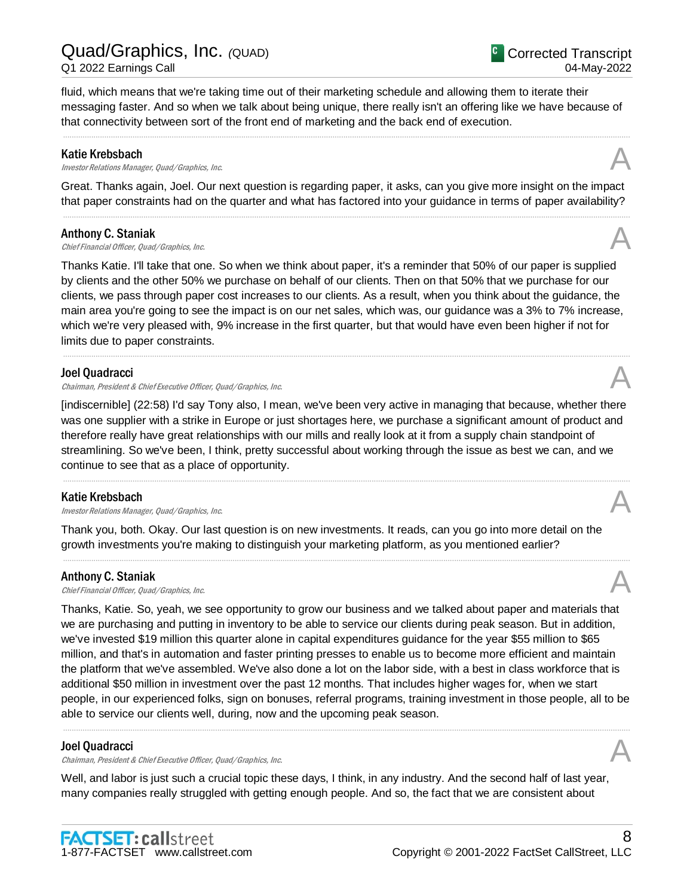fluid, which means that we're taking time out of their marketing schedule and allowing them to iterate their messaging faster. And so when we talk about being unique, there really isn't an offering like we have because of that connectivity between sort of the front end of marketing and the back end of execution.

---

**Katie Krebsbach**
*Investor Relations Manager, Quad/Graphics, Inc.*

A

Great. Thanks again, Joel. Our next question is regarding paper, it asks, can you give more insight on the impact that paper constraints had on the quarter and what has factored into your guidance in terms of paper availability?

---

**Anthony C. Staniak**
*Chief Financial Officer, Quad/Graphics, Inc.*

A

Thanks Katie. I'll take that one. So when we think about paper, it's a reminder that 50% of our paper is supplied by clients and the other 50% we purchase on behalf of our clients. Then on that 50% that we purchase for our clients, we pass through paper cost increases to our clients. As a result, when you think about the guidance, the main area you're going to see the impact is on our net sales, which was, our guidance was a 3% to 7% increase, which we're very pleased with, 9% increase in the first quarter, but that would have even been higher if not for limits due to paper constraints.

---

**Joel Quadracci**
*Chairman, President & Chief Executive Officer, Quad/Graphics, Inc.*

A

[indiscernible] (22:58) I'd say Tony also, I mean, we've been very active in managing that because, whether there was one supplier with a strike in Europe or just shortages here, we purchase a significant amount of product and therefore really have great relationships with our mills and really look at it from a supply chain standpoint of streamlining. So we've been, I think, pretty successful about working through the issue as best we can, and we continue to see that as a place of opportunity.

---

**Katie Krebsbach**
*Investor Relations Manager, Quad/Graphics, Inc.*

A

Thank you, both. Okay. Our last question is on new investments. It reads, can you go into more detail on the growth investments you're making to distinguish your marketing platform, as you mentioned earlier?

---

**Anthony C. Staniak**
*Chief Financial Officer, Quad/Graphics, Inc.*

A

Thanks, Katie. So, yeah, we see opportunity to grow our business and we talked about paper and materials that we are purchasing and putting in inventory to be able to service our clients during peak season. But in addition, we've invested $19 million this quarter alone in capital expenditures guidance for the year $55 million to $65 million, and that's in automation and faster printing presses to enable us to become more efficient and maintain the platform that we've assembled. We've also done a lot on the labor side, with a best in class workforce that is additional $50 million in investment over the past 12 months. That includes higher wages for, when we start people, in our experienced folks, sign on bonuses, referral programs, training investment in those people, all to be able to service our clients well, during, now and the upcoming peak season.

---

**Joel Quadracci**
*Chairman, President & Chief Executive Officer, Quad/Graphics, Inc.*

A

Well, and labor is just such a crucial topic these days, I think, in any industry. And the second half of last year, many companies really struggled with getting enough people. And so, the fact that we are consistent about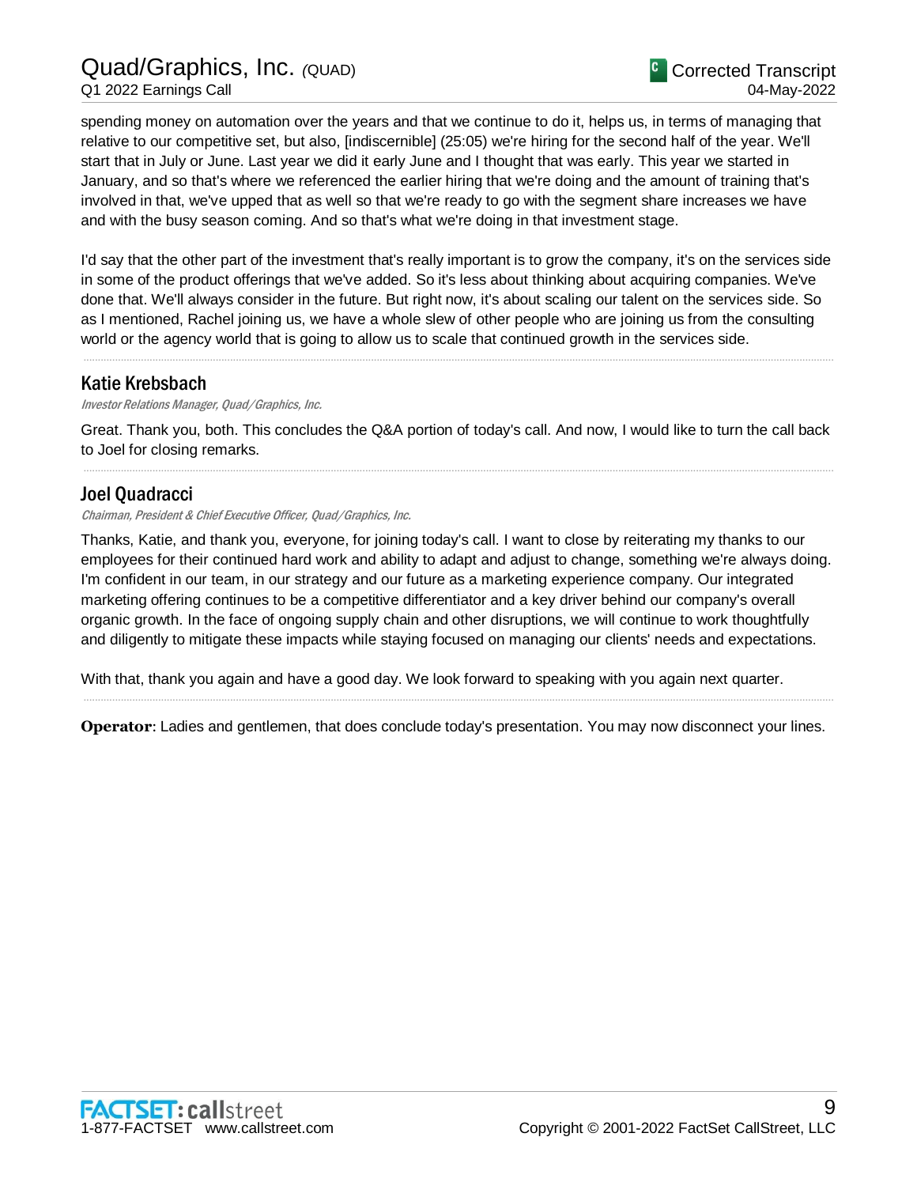spending money on automation over the years and that we continue to do it, helps us, in terms of managing that relative to our competitive set, but also, [indiscernible] (25:05) we're hiring for the second half of the year. We'll start that in July or June. Last year we did it early June and I thought that was early. This year we started in January, and so that's where we referenced the earlier hiring that we're doing and the amount of training that's involved in that, we've upped that as well so that we're ready to go with the segment share increases we have and with the busy season coming. And so that's what we're doing in that investment stage.

I'd say that the other part of the investment that's really important is to grow the company, it's on the services side in some of the product offerings that we've added. So it's less about thinking about acquiring companies. We've done that. We'll always consider in the future. But right now, it's about scaling our talent on the services side. So as I mentioned, Rachel joining us, we have a whole slew of other people who are joining us from the consulting world or the agency world that is going to allow us to scale that continued growth in the services side.

---

## Katie Krebsbach

*Investor Relations Manager, Quad/Graphics, Inc.*

Great. Thank you, both. This concludes the Q&A portion of today's call. And now, I would like to turn the call back to Joel for closing remarks.

---

## Joel Quadracci

*Chairman, President & Chief Executive Officer, Quad/Graphics, Inc.*

Thanks, Katie, and thank you, everyone, for joining today's call. I want to close by reiterating my thanks to our employees for their continued hard work and ability to adapt and adjust to change, something we're always doing. I'm confident in our team, in our strategy and our future as a marketing experience company. Our integrated marketing offering continues to be a competitive differentiator and a key driver behind our company's overall organic growth. In the face of ongoing supply chain and other disruptions, we will continue to work thoughtfully and diligently to mitigate these impacts while staying focused on managing our clients' needs and expectations.

With that, thank you again and have a good day. We look forward to speaking with you again next quarter.

---

**Operator**: Ladies and gentlemen, that does conclude today's presentation. You may now disconnect your lines.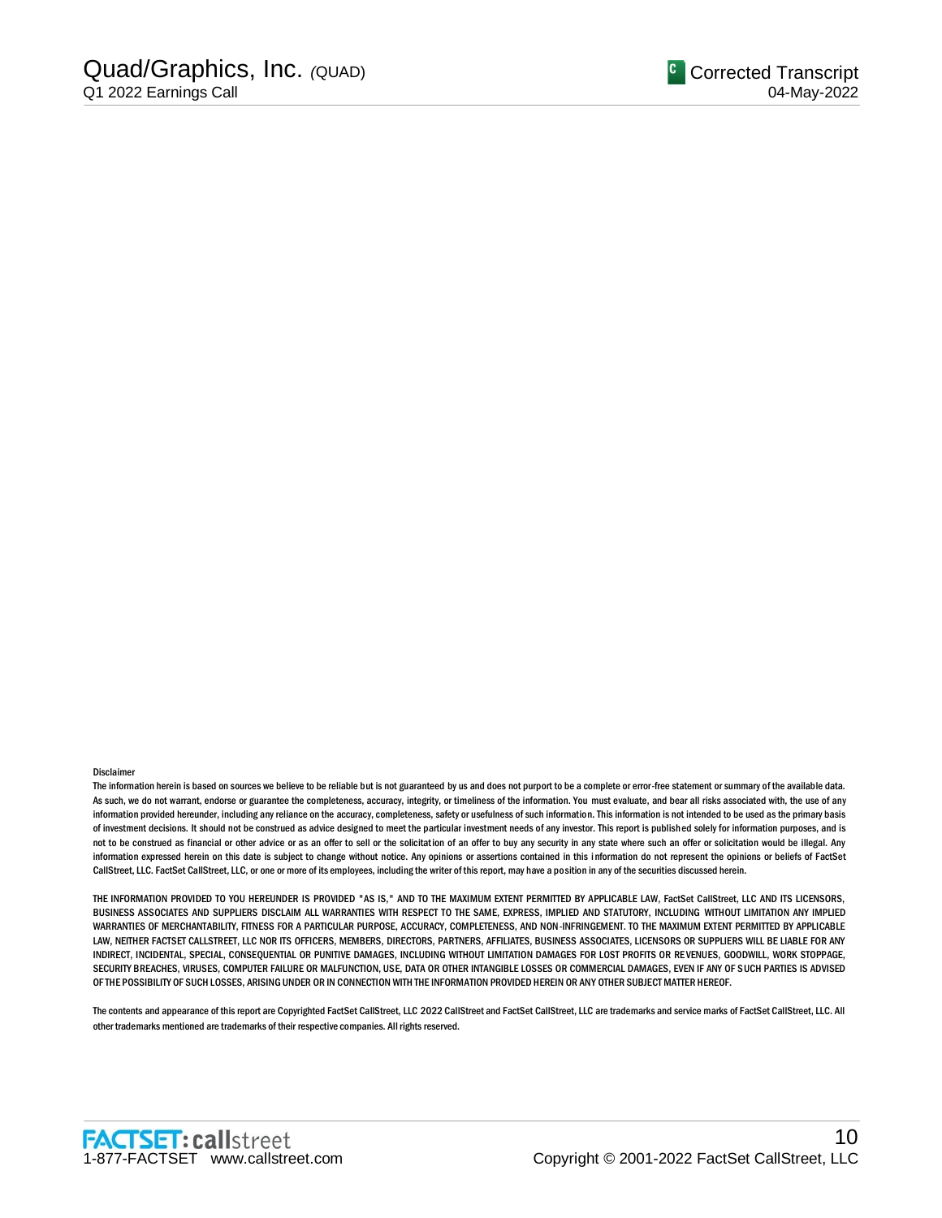Disclaimer

The information herein is based on sources we believe to be reliable but is not guaranteed by us and does not purport to be a complete or error-free statement or summary of the available data. As such, we do not warrant, endorse or guarantee the completeness, accuracy, integrity, or timeliness of the information. You must evaluate, and bear all risks associated with, the use of any information provided hereunder, including any reliance on the accuracy, completeness, safety or usefulness of such information. This information is not intended to be used as the primary basis of investment decisions. It should not be construed as advice designed to meet the particular investment needs of any investor. This report is published solely for information purposes, and is not to be construed as financial or other advice or as an offer to sell or the solicitation of an offer to buy any security in any state where such an offer or solicitation would be illegal. Any information expressed herein on this date is subject to change without notice. Any opinions or assertions contained in this information do not represent the opinions or beliefs of FactSet CallStreet, LLC. FactSet CallStreet, LLC, or one or more of its employees, including the writer of this report, may have a position in any of the securities discussed herein.

THE INFORMATION PROVIDED TO YOU HEREUNDER IS PROVIDED "AS IS," AND TO THE MAXIMUM EXTENT PERMITTED BY APPLICABLE LAW, FactSet CallStreet, LLC AND ITS LICENSORS, BUSINESS ASSOCIATES AND SUPPLIERS DISCLAIM ALL WARRANTIES WITH RESPECT TO THE SAME, EXPRESS, IMPLIED AND STATUTORY, INCLUDING WITHOUT LIMITATION ANY IMPLIED WARRANTIES OF MERCHANTABILITY, FITNESS FOR A PARTICULAR PURPOSE, ACCURACY, COMPLETENESS, AND NON-INFRINGEMENT. TO THE MAXIMUM EXTENT PERMITTED BY APPLICABLE LAW, NEITHER FACTSET CALLSTREET, LLC NOR ITS OFFICERS, MEMBERS, DIRECTORS, PARTNERS, AFFILIATES, BUSINESS ASSOCIATES, LICENSORS OR SUPPLIERS WILL BE LIABLE FOR ANY INDIRECT, INCIDENTAL, SPECIAL, CONSEQUENTIAL OR PUNITIVE DAMAGES, INCLUDING WITHOUT LIMITATION DAMAGES FOR LOST PROFITS OR REVENUES, GOODWILL, WORK STOPPAGE, SECURITY BREACHES, VIRUSES, COMPUTER FAILURE OR MALFUNCTION, USE, DATA OR OTHER INTANGIBLE LOSSES OR COMMERCIAL DAMAGES, EVEN IF ANY OF SUCH PARTIES IS ADVISED OF THE POSSIBILITY OF SUCH LOSSES, ARISING UNDER OR IN CONNECTION WITH THE INFORMATION PROVIDED HEREIN OR ANY OTHER SUBJECT MATTER HEREOF.

The contents and appearance of this report are Copyrighted FactSet CallStreet, LLC 2022 CallStreet and FactSet CallStreet, LLC are trademarks and service marks of FactSet CallStreet, LLC. All other trademarks mentioned are trademarks of their respective companies. All rights reserved.